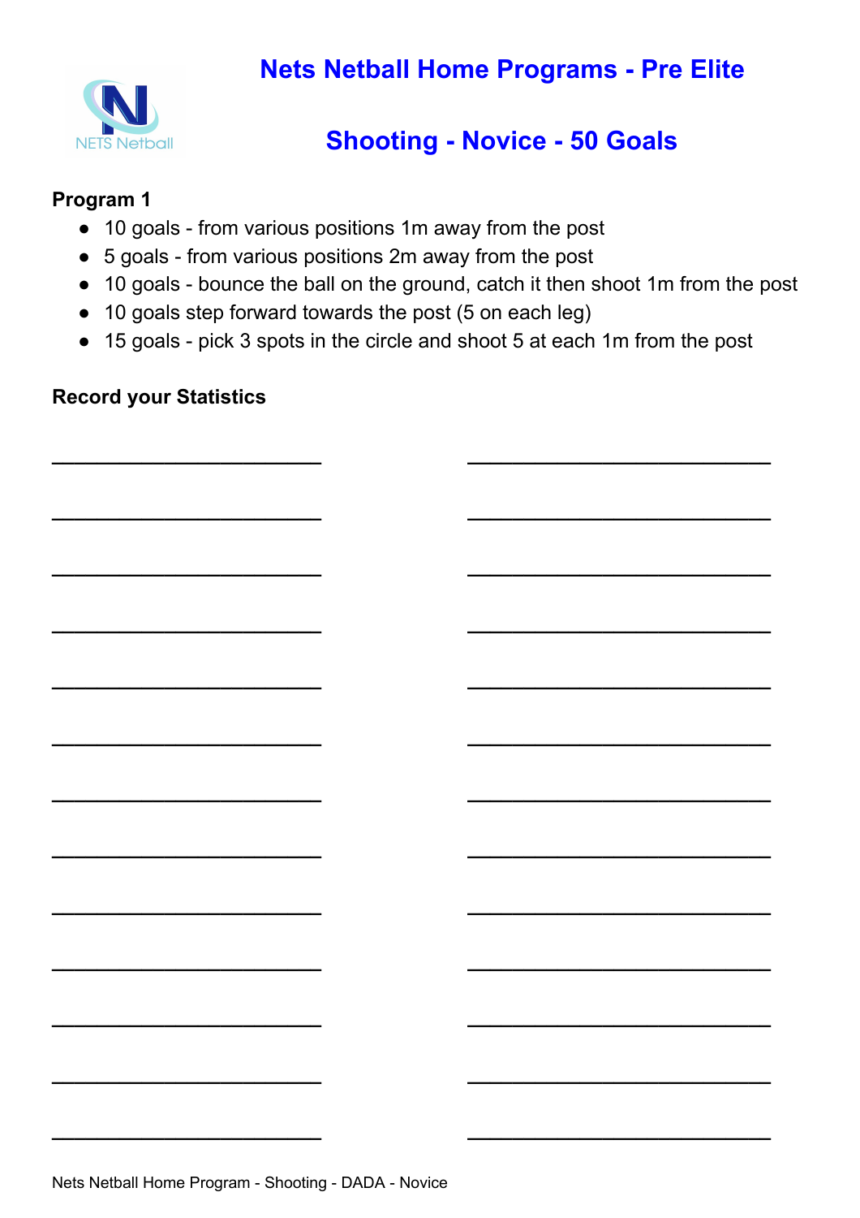# Nets Netball Home Programs - Pre Elite

## Shooting - Novice - 50 Goals

**Program 1**

- 10 goals - from various positions 1m away from the post
- 5 goals - from various positions 2m away from the post
- 10 goals - bounce the ball on the ground, catch it then shoot 1m from the post
- 10 goals step forward towards the post (5 on each leg)
- 15 goals - pick 3 spots in the circle and shoot 5 at each 1m from the post

**Record your Statistics**

________________________ ________________________

________________________ ________________________

________________________ ________________________

________________________ ________________________

________________________ ________________________

________________________ ________________________

________________________ ________________________

________________________ ________________________

________________________ ________________________

________________________ ________________________

________________________ ________________________

________________________ ________________________

________________________ ________________________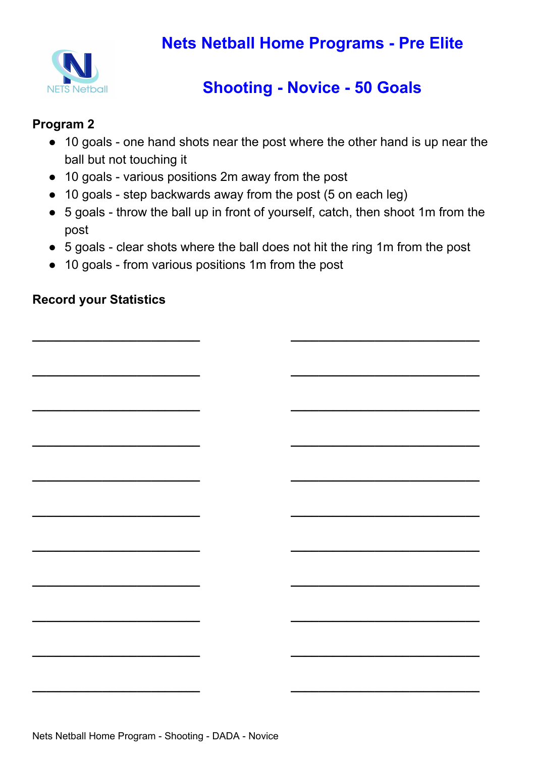# Nets Netball Home Programs - Pre Elite

## Shooting - Novice - 50 Goals

**Program 2**

- 10 goals - one hand shots near the post where the other hand is up near the ball but not touching it
- 10 goals - various positions 2m away from the post
- 10 goals - step backwards away from the post (5 on each leg)
- 5 goals - throw the ball up in front of yourself, catch, then shoot 1m from the post
- 5 goals - clear shots where the ball does not hit the ring 1m from the post
- 10 goals - from various positions 1m from the post

**Record your Statistics**

\_\_\_\_\_\_\_\_\_\_\_\_\_\_\_\_\_\_\_\_\_\_\_\_ \_\_\_\_\_\_\_\_\_\_\_\_\_\_\_\_\_\_\_\_\_\_\_\_

\_\_\_\_\_\_\_\_\_\_\_\_\_\_\_\_\_\_\_\_\_\_\_\_ \_\_\_\_\_\_\_\_\_\_\_\_\_\_\_\_\_\_\_\_\_\_\_\_

\_\_\_\_\_\_\_\_\_\_\_\_\_\_\_\_\_\_\_\_\_\_\_\_ \_\_\_\_\_\_\_\_\_\_\_\_\_\_\_\_\_\_\_\_\_\_\_\_

\_\_\_\_\_\_\_\_\_\_\_\_\_\_\_\_\_\_\_\_\_\_\_\_ \_\_\_\_\_\_\_\_\_\_\_\_\_\_\_\_\_\_\_\_\_\_\_\_

\_\_\_\_\_\_\_\_\_\_\_\_\_\_\_\_\_\_\_\_\_\_\_\_ \_\_\_\_\_\_\_\_\_\_\_\_\_\_\_\_\_\_\_\_\_\_\_\_

\_\_\_\_\_\_\_\_\_\_\_\_\_\_\_\_\_\_\_\_\_\_\_\_ \_\_\_\_\_\_\_\_\_\_\_\_\_\_\_\_\_\_\_\_\_\_\_\_

\_\_\_\_\_\_\_\_\_\_\_\_\_\_\_\_\_\_\_\_\_\_\_\_ \_\_\_\_\_\_\_\_\_\_\_\_\_\_\_\_\_\_\_\_\_\_\_\_

\_\_\_\_\_\_\_\_\_\_\_\_\_\_\_\_\_\_\_\_\_\_\_\_ \_\_\_\_\_\_\_\_\_\_\_\_\_\_\_\_\_\_\_\_\_\_\_\_

\_\_\_\_\_\_\_\_\_\_\_\_\_\_\_\_\_\_\_\_\_\_\_\_ \_\_\_\_\_\_\_\_\_\_\_\_\_\_\_\_\_\_\_\_\_\_\_\_

\_\_\_\_\_\_\_\_\_\_\_\_\_\_\_\_\_\_\_\_\_\_\_\_ \_\_\_\_\_\_\_\_\_\_\_\_\_\_\_\_\_\_\_\_\_\_\_\_

\_\_\_\_\_\_\_\_\_\_\_\_\_\_\_\_\_\_\_\_\_\_\_\_ \_\_\_\_\_\_\_\_\_\_\_\_\_\_\_\_\_\_\_\_\_\_\_\_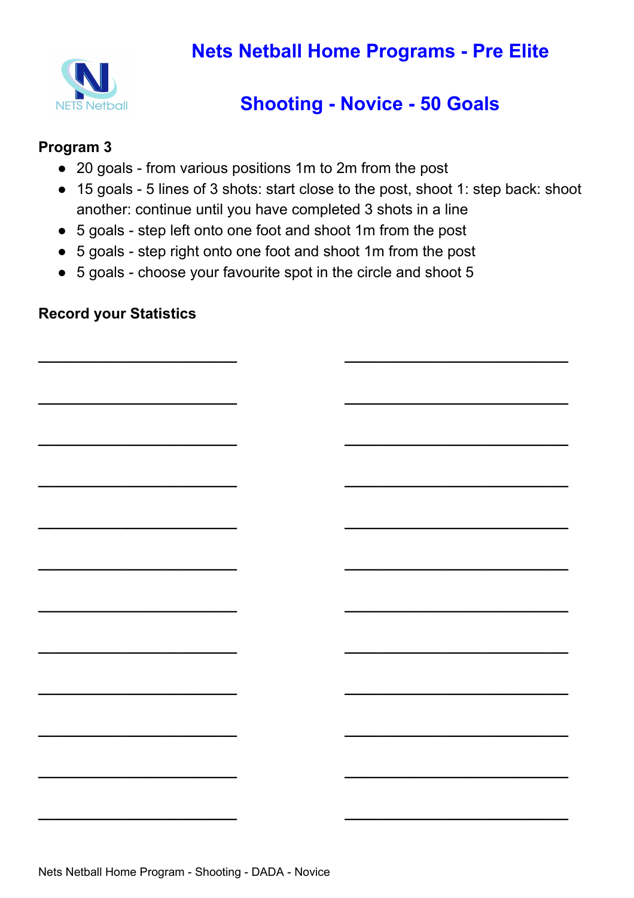# Nets Netball Home Programs - Pre Elite

## Shooting - Novice - 50 Goals

**Program 3**

- 20 goals - from various positions 1m to 2m from the post
- 15 goals - 5 lines of 3 shots: start close to the post, shoot 1: step back: shoot another: continue until you have completed 3 shots in a line
- 5 goals - step left onto one foot and shoot 1m from the post
- 5 goals - step right onto one foot and shoot 1m from the post
- 5 goals - choose your favourite spot in the circle and shoot 5

**Record your Statistics**

________________________ ________________________

________________________ ________________________

________________________ ________________________

________________________ ________________________

________________________ ________________________

________________________ ________________________

________________________ ________________________

________________________ ________________________

________________________ ________________________

________________________ ________________________

________________________ ________________________

________________________ ________________________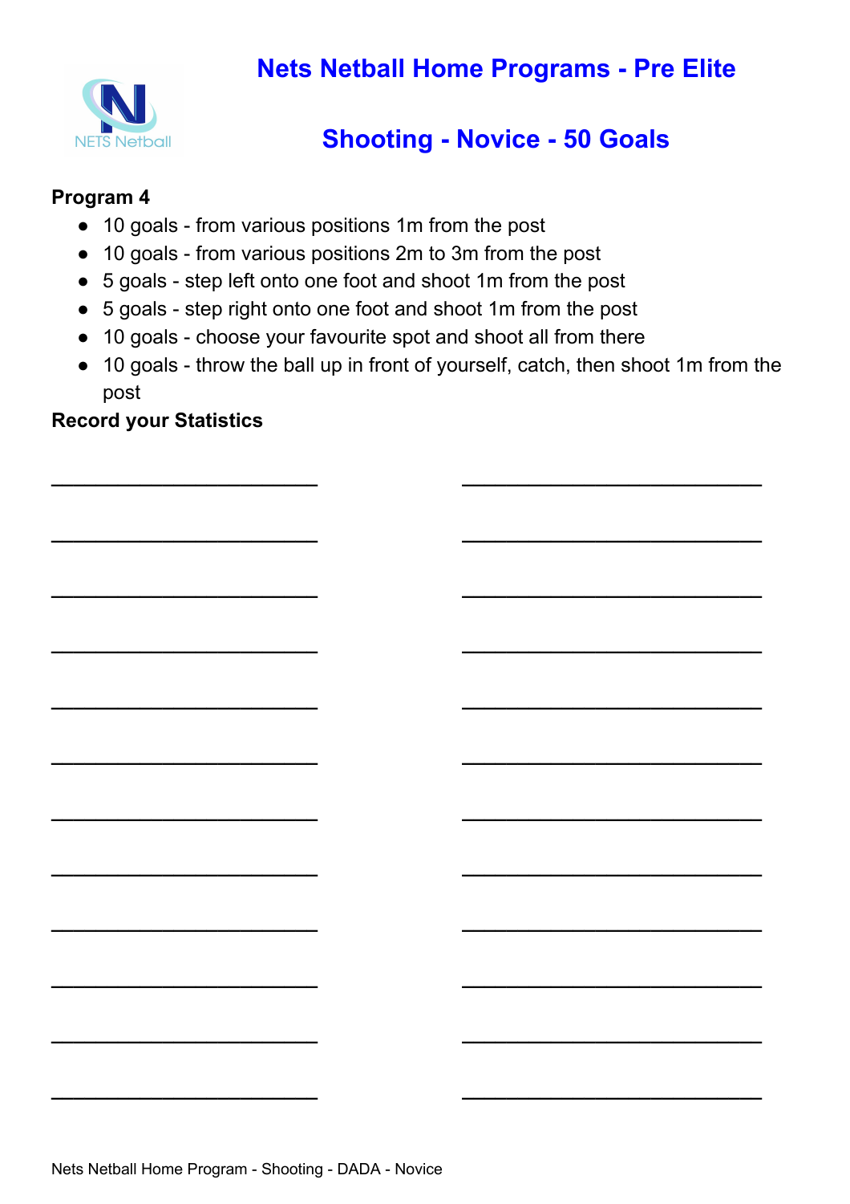# Nets Netball Home Programs - Pre Elite

## Shooting - Novice - 50 Goals

**Program 4**

- 10 goals - from various positions 1m from the post
- 10 goals - from various positions 2m to 3m from the post
- 5 goals - step left onto one foot and shoot 1m from the post
- 5 goals - step right onto one foot and shoot 1m from the post
- 10 goals - choose your favourite spot and shoot all from there
- 10 goals - throw the ball up in front of yourself, catch, then shoot 1m from the post

**Record your Statistics**

________________________ ________________________

________________________ ________________________

________________________ ________________________

________________________ ________________________

________________________ ________________________

________________________ ________________________

________________________ ________________________

________________________ ________________________

________________________ ________________________

________________________ ________________________

________________________ ________________________

________________________ ________________________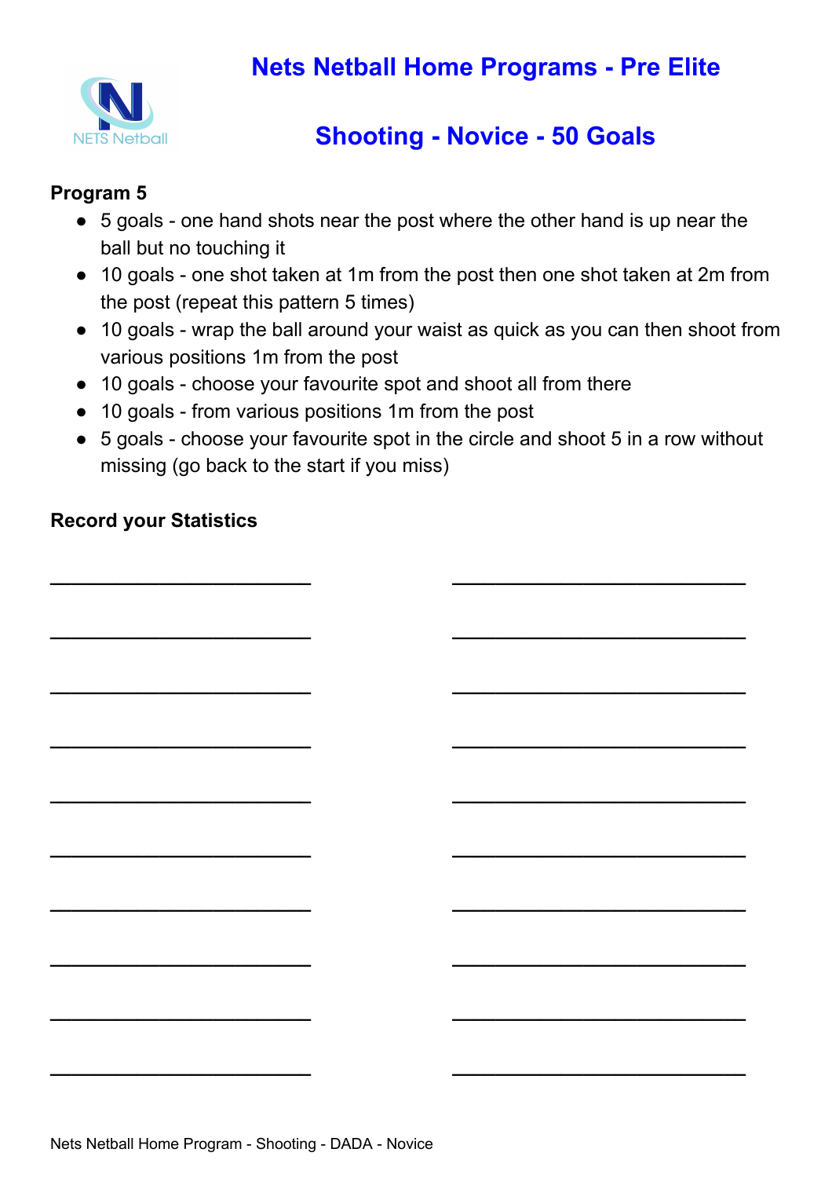# Nets Netball Home Programs - Pre Elite

## Shooting - Novice - 50 Goals

**Program 5**

- 5 goals - one hand shots near the post where the other hand is up near the ball but no touching it
- 10 goals - one shot taken at 1m from the post then one shot taken at 2m from the post (repeat this pattern 5 times)
- 10 goals - wrap the ball around your waist as quick as you can then shoot from various positions 1m from the post
- 10 goals - choose your favourite spot and shoot all from there
- 10 goals - from various positions 1m from the post
- 5 goals - choose your favourite spot in the circle and shoot 5 in a row without missing (go back to the start if you miss)

**Record your Statistics**

_______________________ _______________________

_______________________ _______________________

_______________________ _______________________

_______________________ _______________________

_______________________ _______________________

_______________________ _______________________

_______________________ _______________________

_______________________ _______________________

_______________________ _______________________

_______________________ _______________________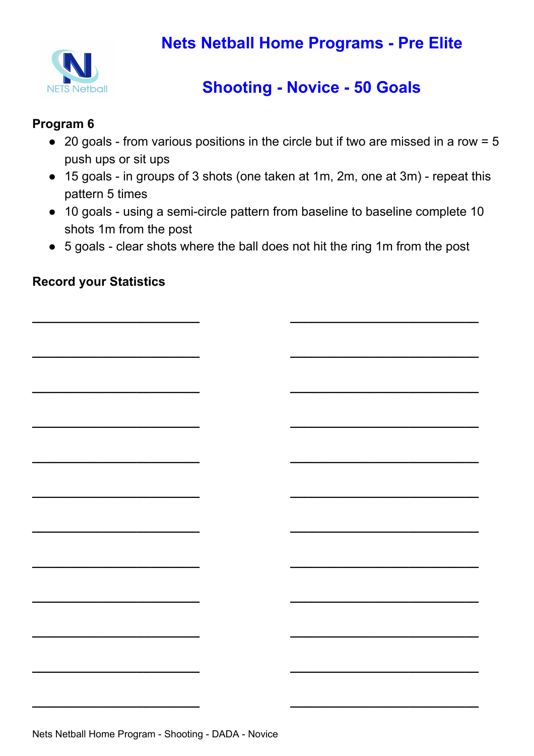# Nets Netball Home Programs - Pre Elite

## Shooting - Novice - 50 Goals

**Program 6**

- 20 goals - from various positions in the circle but if two are missed in a row = 5 push ups or sit ups
- 15 goals - in groups of 3 shots (one taken at 1m, 2m, one at 3m) - repeat this pattern 5 times
- 10 goals - using a semi-circle pattern from baseline to baseline complete 10 shots 1m from the post
- 5 goals - clear shots where the ball does not hit the ring 1m from the post

**Record your Statistics**

_________________________ _________________________

_________________________ _________________________

_________________________ _________________________

_________________________ _________________________

_________________________ _________________________

_________________________ _________________________

_________________________ _________________________

_________________________ _________________________

_________________________ _________________________

_________________________ _________________________

_________________________ _________________________

_________________________ _________________________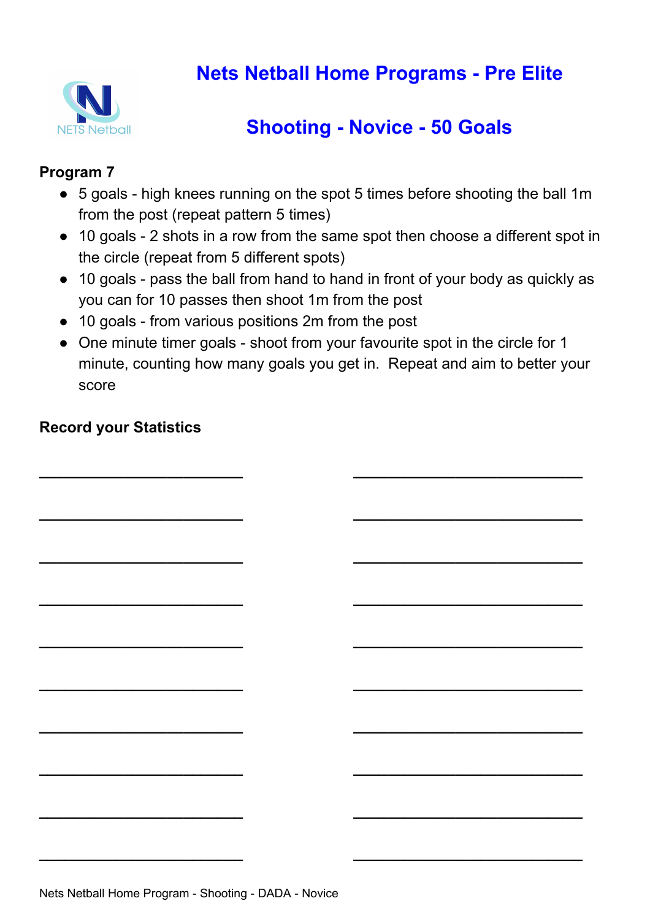# Nets Netball Home Programs - Pre Elite

## Shooting - Novice - 50 Goals

**Program 7**

- 5 goals - high knees running on the spot 5 times before shooting the ball 1m from the post (repeat pattern 5 times)
- 10 goals - 2 shots in a row from the same spot then choose a different spot in the circle (repeat from 5 different spots)
- 10 goals - pass the ball from hand to hand in front of your body as quickly as you can for 10 passes then shoot 1m from the post
- 10 goals - from various positions 2m from the post
- One minute timer goals - shoot from your favourite spot in the circle for 1 minute, counting how many goals you get in. Repeat and aim to better your score

**Record your Statistics**

\_\_\_\_\_\_\_\_\_\_\_\_\_\_\_\_\_\_\_\_\_\_\_\_ \_\_\_\_\_\_\_\_\_\_\_\_\_\_\_\_\_\_\_\_\_\_\_\_

\_\_\_\_\_\_\_\_\_\_\_\_\_\_\_\_\_\_\_\_\_\_\_\_ \_\_\_\_\_\_\_\_\_\_\_\_\_\_\_\_\_\_\_\_\_\_\_\_

\_\_\_\_\_\_\_\_\_\_\_\_\_\_\_\_\_\_\_\_\_\_\_\_ \_\_\_\_\_\_\_\_\_\_\_\_\_\_\_\_\_\_\_\_\_\_\_\_

\_\_\_\_\_\_\_\_\_\_\_\_\_\_\_\_\_\_\_\_\_\_\_\_ \_\_\_\_\_\_\_\_\_\_\_\_\_\_\_\_\_\_\_\_\_\_\_\_

\_\_\_\_\_\_\_\_\_\_\_\_\_\_\_\_\_\_\_\_\_\_\_\_ \_\_\_\_\_\_\_\_\_\_\_\_\_\_\_\_\_\_\_\_\_\_\_\_

\_\_\_\_\_\_\_\_\_\_\_\_\_\_\_\_\_\_\_\_\_\_\_\_ \_\_\_\_\_\_\_\_\_\_\_\_\_\_\_\_\_\_\_\_\_\_\_\_

\_\_\_\_\_\_\_\_\_\_\_\_\_\_\_\_\_\_\_\_\_\_\_\_ \_\_\_\_\_\_\_\_\_\_\_\_\_\_\_\_\_\_\_\_\_\_\_\_

\_\_\_\_\_\_\_\_\_\_\_\_\_\_\_\_\_\_\_\_\_\_\_\_ \_\_\_\_\_\_\_\_\_\_\_\_\_\_\_\_\_\_\_\_\_\_\_\_

\_\_\_\_\_\_\_\_\_\_\_\_\_\_\_\_\_\_\_\_\_\_\_\_ \_\_\_\_\_\_\_\_\_\_\_\_\_\_\_\_\_\_\_\_\_\_\_\_

\_\_\_\_\_\_\_\_\_\_\_\_\_\_\_\_\_\_\_\_\_\_\_\_ \_\_\_\_\_\_\_\_\_\_\_\_\_\_\_\_\_\_\_\_\_\_\_\_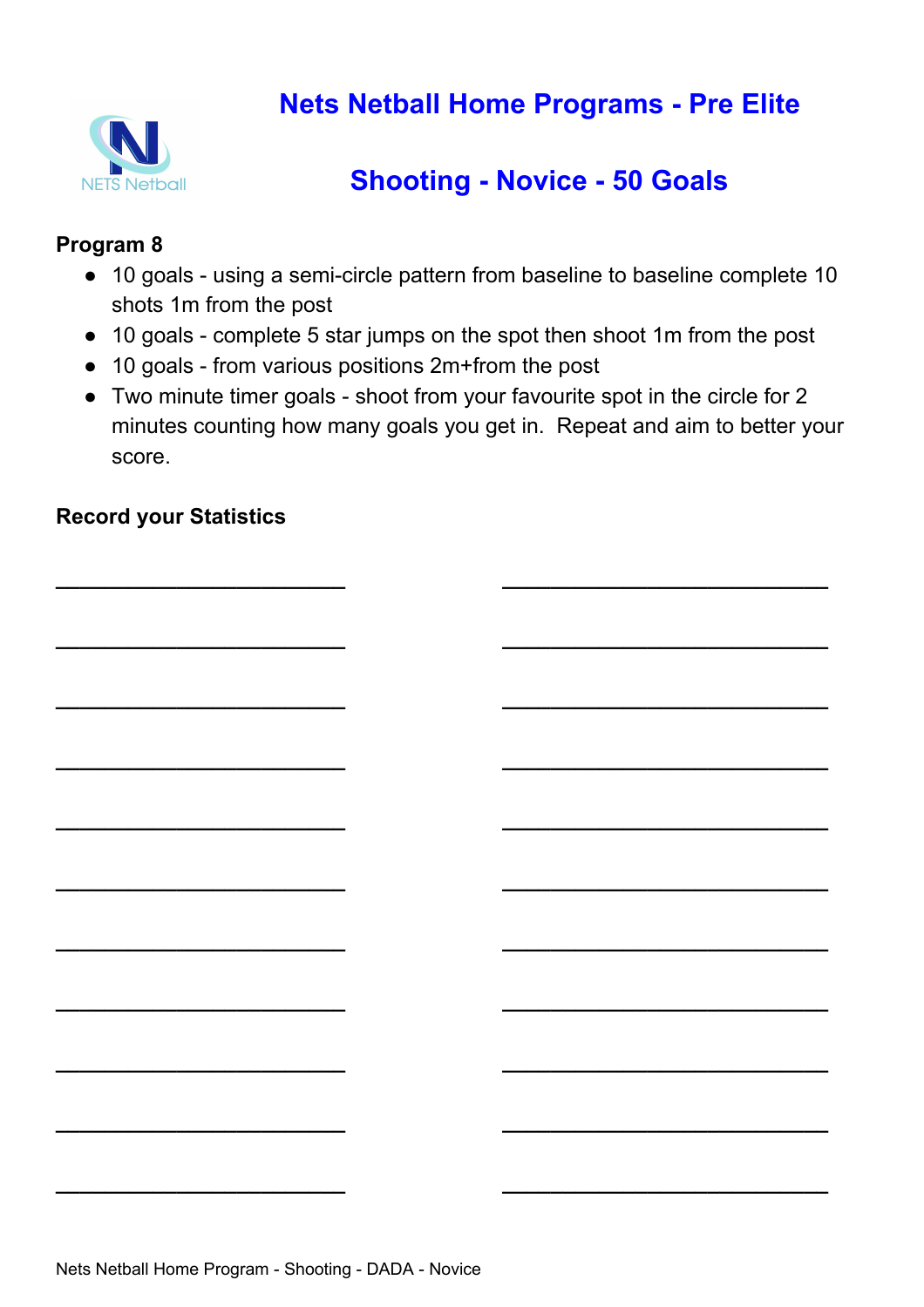# Nets Netball Home Programs - Pre Elite

## Shooting - Novice - 50 Goals

**Program 8**

- 10 goals - using a semi-circle pattern from baseline to baseline complete 10 shots 1m from the post
- 10 goals - complete 5 star jumps on the spot then shoot 1m from the post
- 10 goals - from various positions 2m+from the post
- Two minute timer goals - shoot from your favourite spot in the circle for 2 minutes counting how many goals you get in.  Repeat and aim to better your score.

**Record your Statistics**

_________________________ _________________________

_________________________ _________________________

_________________________ _________________________

_________________________ _________________________

_________________________ _________________________

_________________________ _________________________

_________________________ _________________________

_________________________ _________________________

_________________________ _________________________

_________________________ _________________________

_________________________ _________________________